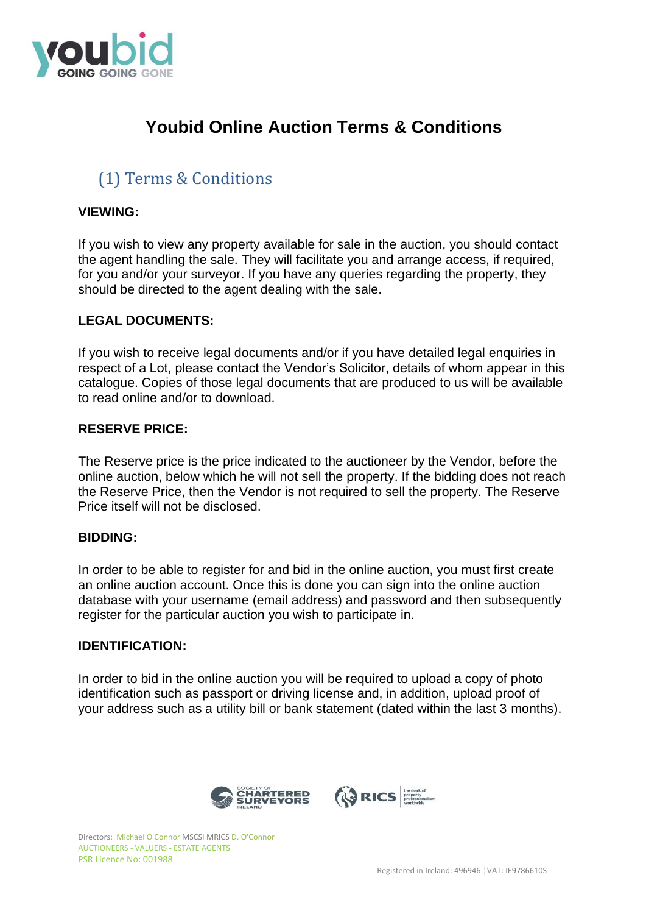# Youbid Online Auction Terms & Conditions

## (1) Terms & Conditions

**VIEWING:**

If you wish to view any property available for sale in the auction, you should contact the agent handling the sale. They will facilitate you and arrange access, if required, for you and/or your surveyor. If you have any queries regarding the property, they should be directed to the agent dealing with the sale.

**LEGAL DOCUMENTS:**

If you wish to receive legal documents and/or if you have detailed legal enquiries in respect of a Lot, please contact the Vendor's Solicitor, details of whom appear in this catalogue. Copies of those legal documents that are produced to us will be available to read online and/or to download.

**RESERVE PRICE:**

The Reserve price is the price indicated to the auctioneer by the Vendor, before the online auction, below which he will not sell the property. If the bidding does not reach the Reserve Price, then the Vendor is not required to sell the property. The Reserve Price itself will not be disclosed.

**BIDDING:**

In order to be able to register for and bid in the online auction, you must first create an online auction account. Once this is done you can sign into the online auction database with your username (email address) and password and then subsequently register for the particular auction you wish to participate in.

**IDENTIFICATION:**

In order to bid in the online auction you will be required to upload a copy of photo identification such as passport or driving license and, in addition, upload proof of your address such as a utility bill or bank statement (dated within the last 3 months).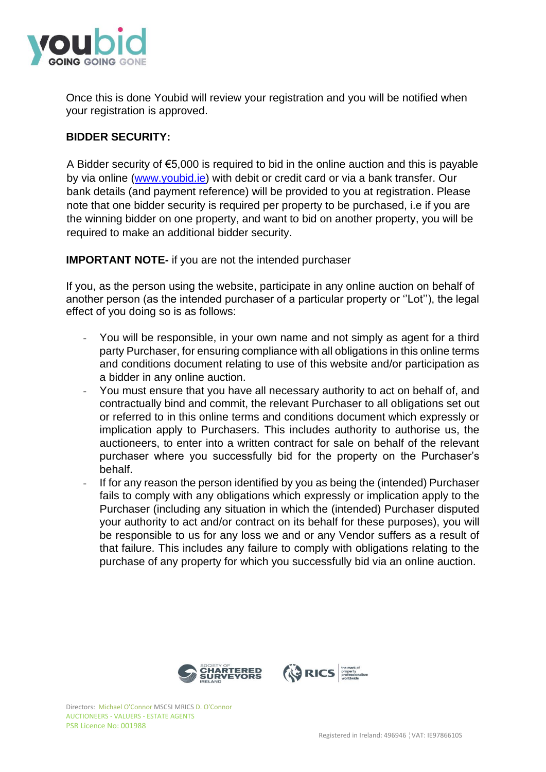Once this is done Youbid will review your registration and you will be notified when your registration is approved.

**BIDDER SECURITY:**

A Bidder security of €5,000 is required to bid in the online auction and this is payable by via online ([www.youbid.ie](www.youbid.ie)) with debit or credit card or via a bank transfer. Our bank details (and payment reference) will be provided to you at registration. Please note that one bidder security is required per property to be purchased, i.e if you are the winning bidder on one property, and want to bid on another property, you will be required to make an additional bidder security.

**IMPORTANT NOTE-** if you are not the intended purchaser

If you, as the person using the website, participate in any online auction on behalf of another person (as the intended purchaser of a particular property or ''Lot''), the legal effect of you doing so is as follows:

- You will be responsible, in your own name and not simply as agent for a third party Purchaser, for ensuring compliance with all obligations in this online terms and conditions document relating to use of this website and/or participation as a bidder in any online auction.
- You must ensure that you have all necessary authority to act on behalf of, and contractually bind and commit, the relevant Purchaser to all obligations set out or referred to in this online terms and conditions document which expressly or implication apply to Purchasers. This includes authority to authorise us, the auctioneers, to enter into a written contract for sale on behalf of the relevant purchaser where you successfully bid for the property on the Purchaser's behalf.
- If for any reason the person identified by you as being the (intended) Purchaser fails to comply with any obligations which expressly or implication apply to the Purchaser (including any situation in which the (intended) Purchaser disputed your authority to act and/or contract on its behalf for these purposes), you will be responsible to us for any loss we and or any Vendor suffers as a result of that failure. This includes any failure to comply with obligations relating to the purchase of any property for which you successfully bid via an online auction.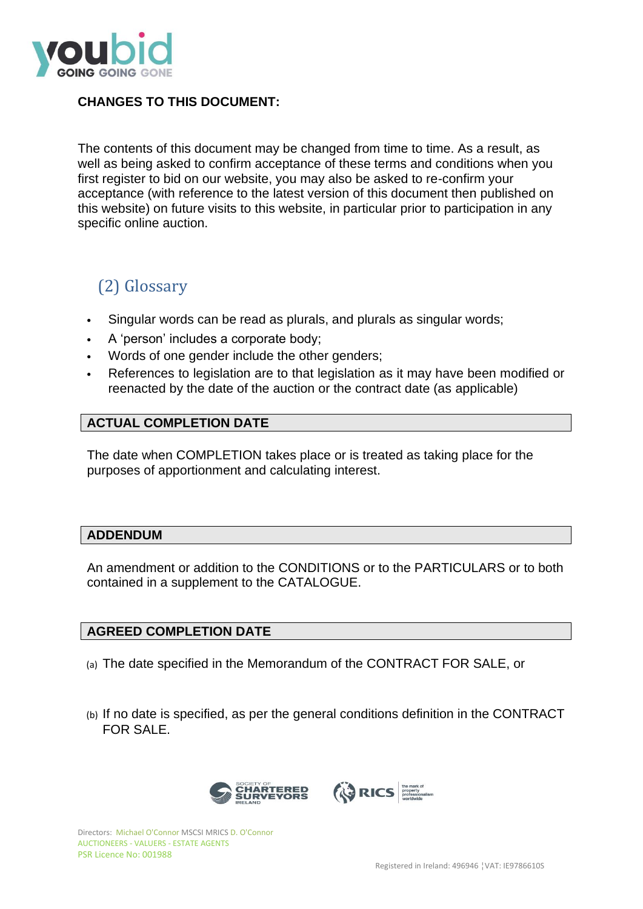**CHANGES TO THIS DOCUMENT:**

The contents of this document may be changed from time to time. As a result, as well as being asked to confirm acceptance of these terms and conditions when you first register to bid on our website, you may also be asked to re-confirm your acceptance (with reference to the latest version of this document then published on this website) on future visits to this website, in particular prior to participation in any specific online auction.

## (2) Glossary

- Singular words can be read as plurals, and plurals as singular words;
- A 'person' includes a corporate body;
- Words of one gender include the other genders;
- References to legislation are to that legislation as it may have been modified or reenacted by the date of the auction or the contract date (as applicable)

### ACTUAL COMPLETION DATE

The date when COMPLETION takes place or is treated as taking place for the purposes of apportionment and calculating interest.

### ADDENDUM

An amendment or addition to the CONDITIONS or to the PARTICULARS or to both contained in a supplement to the CATALOGUE.

### AGREED COMPLETION DATE

(a) The date specified in the Memorandum of the CONTRACT FOR SALE, or

(b) If no date is specified, as per the general conditions definition in the CONTRACT FOR SALE.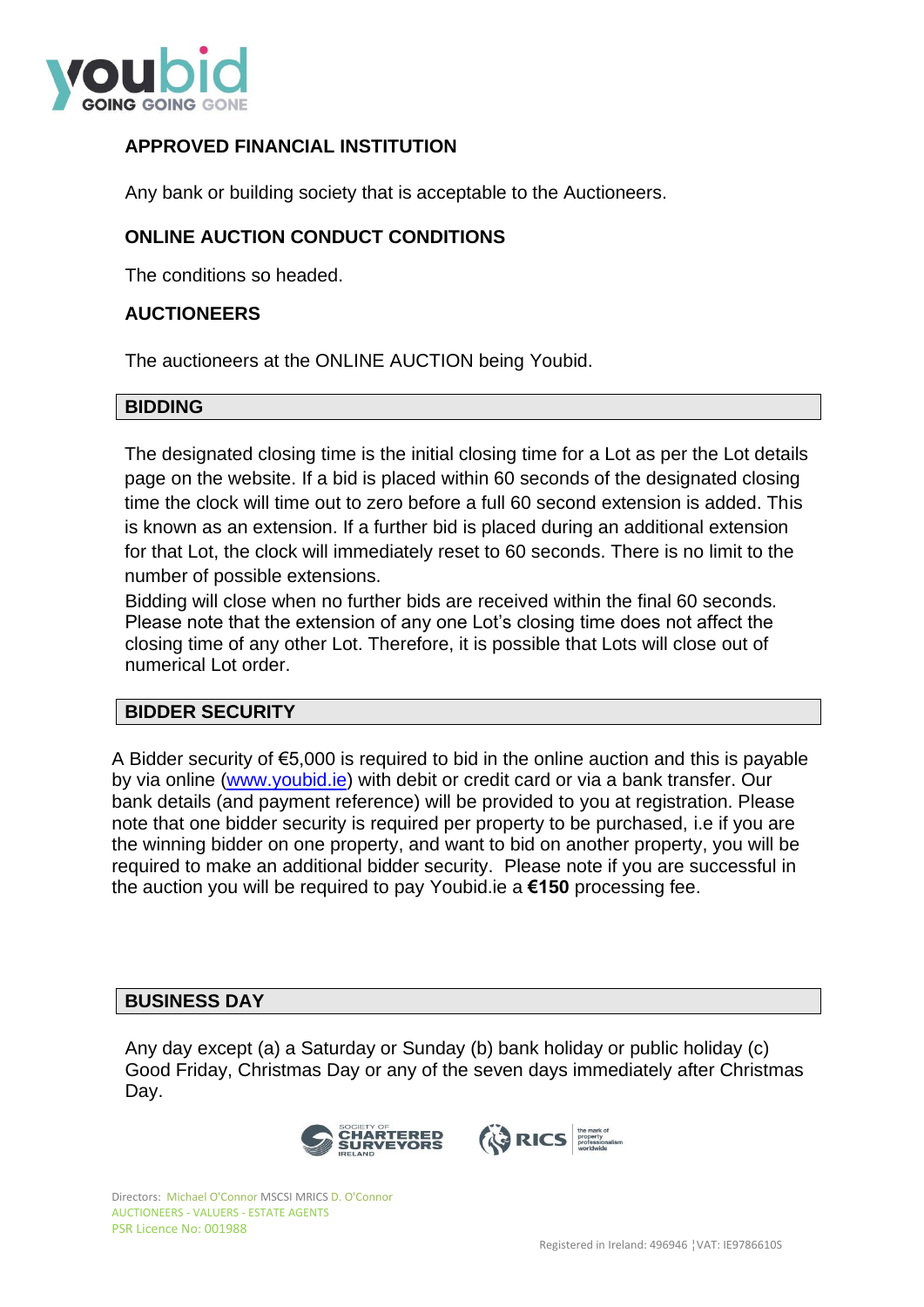## APPROVED FINANCIAL INSTITUTION

Any bank or building society that is acceptable to the Auctioneers.

## ONLINE AUCTION CONDUCT CONDITIONS

The conditions so headed.

## AUCTIONEERS

The auctioneers at the ONLINE AUCTION being Youbid.

## BIDDING

The designated closing time is the initial closing time for a Lot as per the Lot details page on the website. If a bid is placed within 60 seconds of the designated closing time the clock will time out to zero before a full 60 second extension is added. This is known as an extension. If a further bid is placed during an additional extension for that Lot, the clock will immediately reset to 60 seconds. There is no limit to the number of possible extensions.

Bidding will close when no further bids are received within the final 60 seconds. Please note that the extension of any one Lot's closing time does not affect the closing time of any other Lot. Therefore, it is possible that Lots will close out of numerical Lot order.

## BIDDER SECURITY

A Bidder security of €5,000 is required to bid in the online auction and this is payable by via online ([www.youbid.ie](www.youbid.ie)) with debit or credit card or via a bank transfer. Our bank details (and payment reference) will be provided to you at registration. Please note that one bidder security is required per property to be purchased, i.e if you are the winning bidder on one property, and want to bid on another property, you will be required to make an additional bidder security. Please note if you are successful in the auction you will be required to pay Youbid.ie a **€150** processing fee.

## BUSINESS DAY

Any day except (a) a Saturday or Sunday (b) bank holiday or public holiday (c) Good Friday, Christmas Day or any of the seven days immediately after Christmas Day.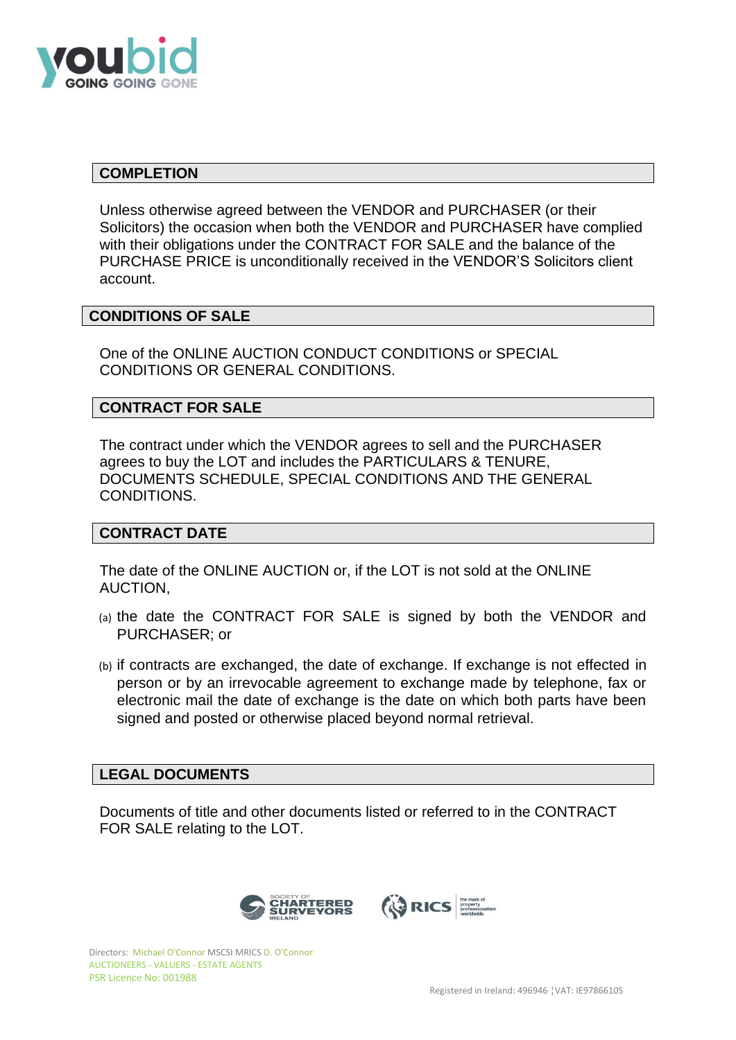## COMPLETION

Unless otherwise agreed between the VENDOR and PURCHASER (or their Solicitors) the occasion when both the VENDOR and PURCHASER have complied with their obligations under the CONTRACT FOR SALE and the balance of the PURCHASE PRICE is unconditionally received in the VENDOR'S Solicitors client account.

## CONDITIONS OF SALE

One of the ONLINE AUCTION CONDUCT CONDITIONS or SPECIAL CONDITIONS OR GENERAL CONDITIONS.

## CONTRACT FOR SALE

The contract under which the VENDOR agrees to sell and the PURCHASER agrees to buy the LOT and includes the PARTICULARS & TENURE, DOCUMENTS SCHEDULE, SPECIAL CONDITIONS AND THE GENERAL CONDITIONS.

## CONTRACT DATE

The date of the ONLINE AUCTION or, if the LOT is not sold at the ONLINE AUCTION,

(a) the date the CONTRACT FOR SALE is signed by both the VENDOR and PURCHASER; or

(b) if contracts are exchanged, the date of exchange. If exchange is not effected in person or by an irrevocable agreement to exchange made by telephone, fax or electronic mail the date of exchange is the date on which both parts have been signed and posted or otherwise placed beyond normal retrieval.

## LEGAL DOCUMENTS

Documents of title and other documents listed or referred to in the CONTRACT FOR SALE relating to the LOT.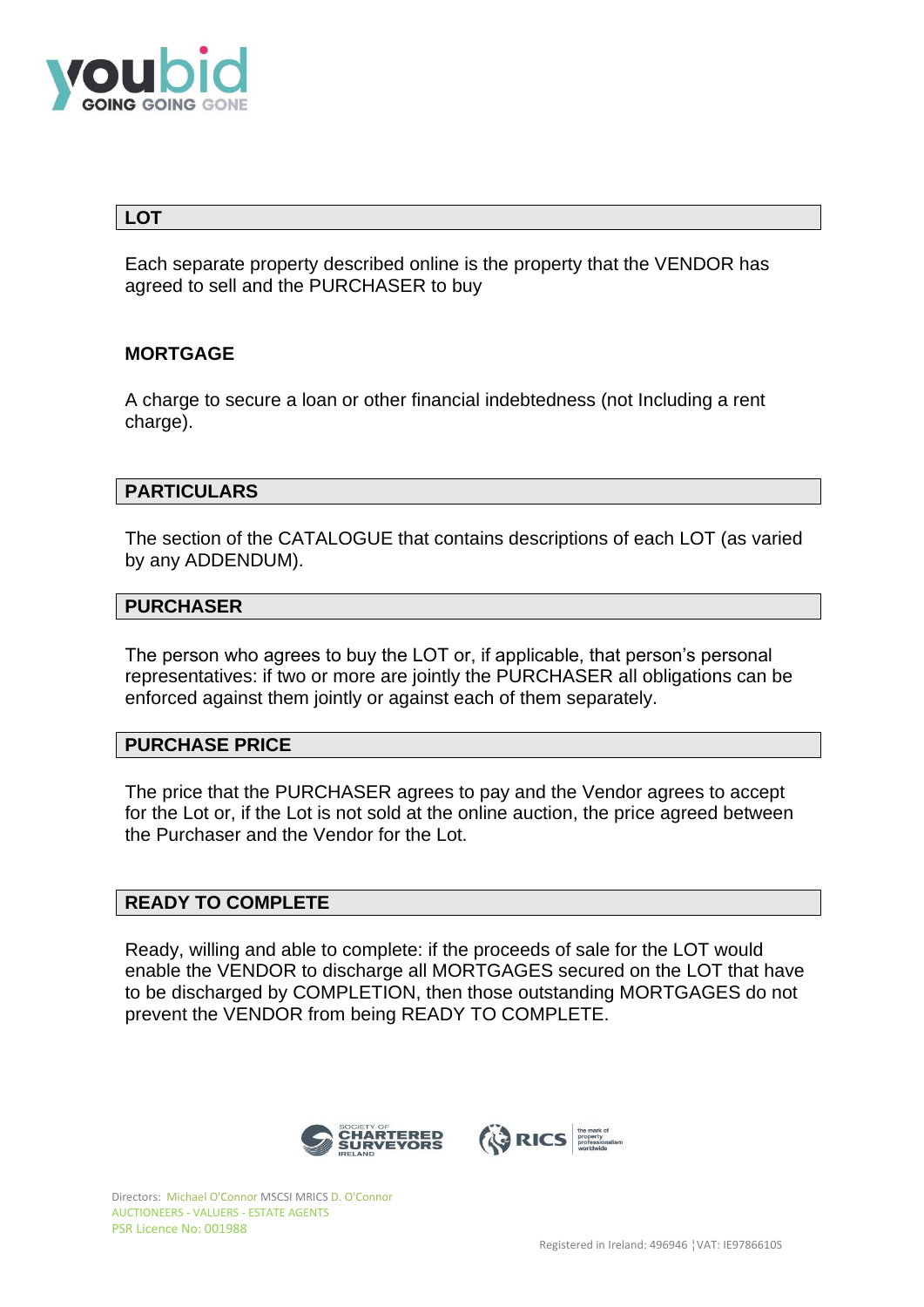## LOT

Each separate property described online is the property that the VENDOR has agreed to sell and the PURCHASER to buy

## MORTGAGE

A charge to secure a loan or other financial indebtedness (not Including a rent charge).

## PARTICULARS

The section of the CATALOGUE that contains descriptions of each LOT (as varied by any ADDENDUM).

## PURCHASER

The person who agrees to buy the LOT or, if applicable, that person's personal representatives: if two or more are jointly the PURCHASER all obligations can be enforced against them jointly or against each of them separately.

## PURCHASE PRICE

The price that the PURCHASER agrees to pay and the Vendor agrees to accept for the Lot or, if the Lot is not sold at the online auction, the price agreed between the Purchaser and the Vendor for the Lot.

## READY TO COMPLETE

Ready, willing and able to complete: if the proceeds of sale for the LOT would enable the VENDOR to discharge all MORTGAGES secured on the LOT that have to be discharged by COMPLETION, then those outstanding MORTGAGES do not prevent the VENDOR from being READY TO COMPLETE.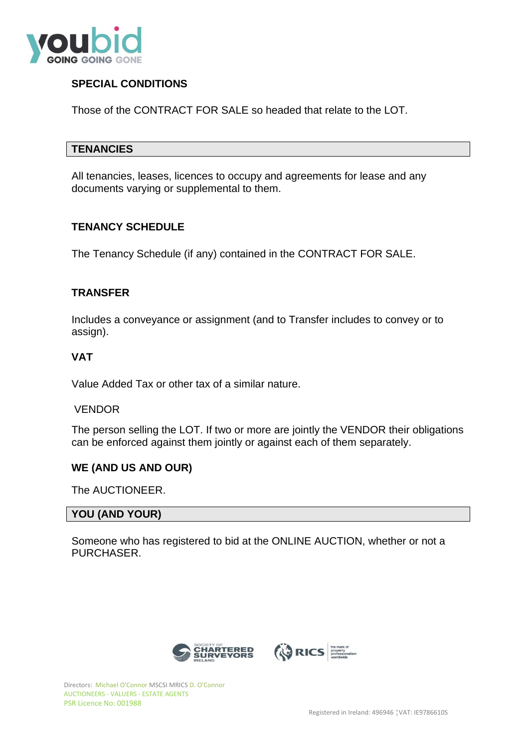**SPECIAL CONDITIONS**

Those of the CONTRACT FOR SALE so headed that relate to the LOT.

**TENANCIES**

All tenancies, leases, licences to occupy and agreements for lease and any documents varying or supplemental to them.

**TENANCY SCHEDULE**

The Tenancy Schedule (if any) contained in the CONTRACT FOR SALE.

**TRANSFER**

Includes a conveyance or assignment (and to Transfer includes to convey or to assign).

**VAT**

Value Added Tax or other tax of a similar nature.

VENDOR

The person selling the LOT. If two or more are jointly the VENDOR their obligations can be enforced against them jointly or against each of them separately.

**WE (AND US AND OUR)**

The AUCTIONEER.

**YOU (AND YOUR)**

Someone who has registered to bid at the ONLINE AUCTION, whether or not a PURCHASER.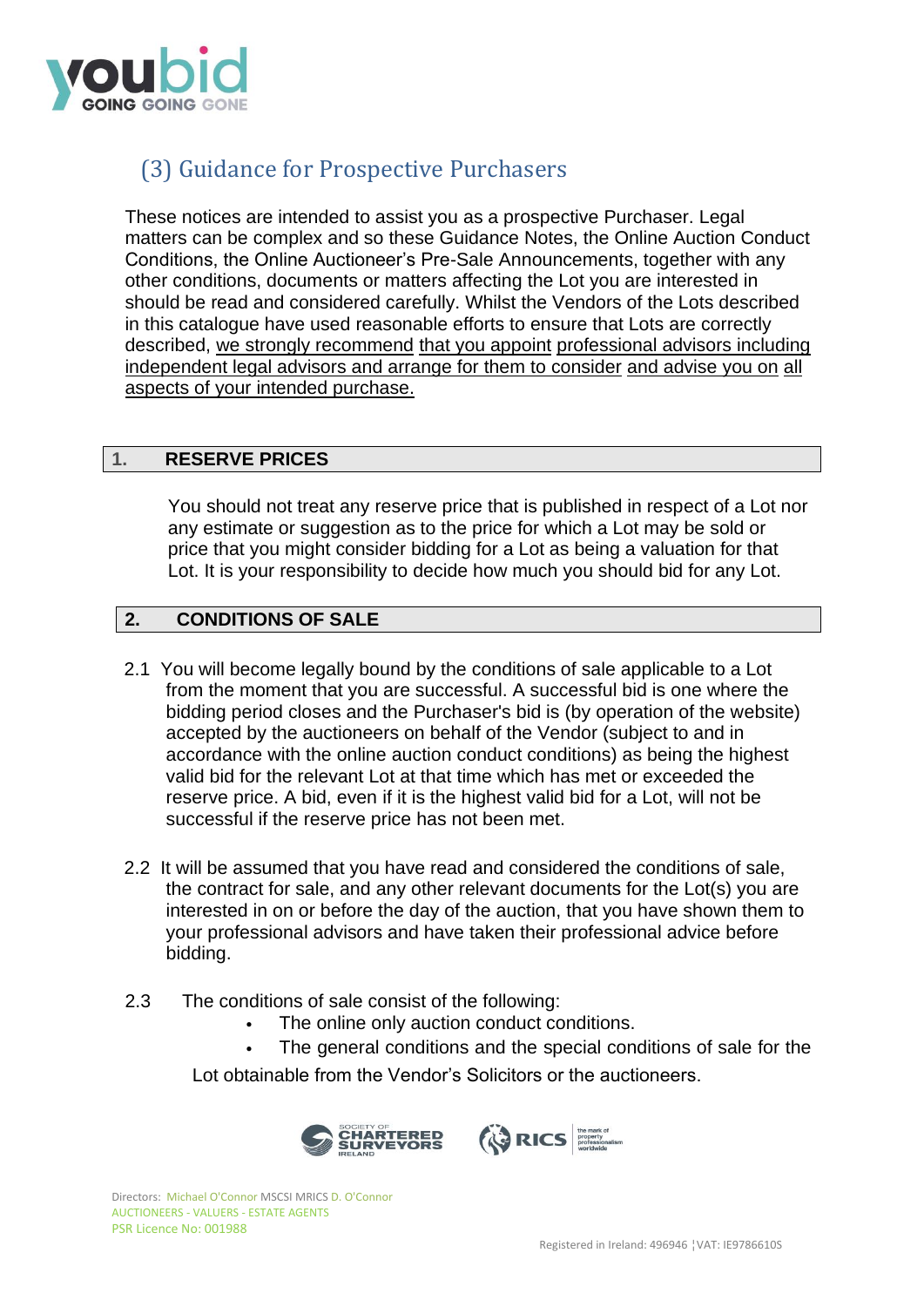# (3) Guidance for Prospective Purchasers

These notices are intended to assist you as a prospective Purchaser. Legal matters can be complex and so these Guidance Notes, the Online Auction Conduct Conditions, the Online Auctioneer's Pre-Sale Announcements, together with any other conditions, documents or matters affecting the Lot you are interested in should be read and considered carefully. Whilst the Vendors of the Lots described in this catalogue have used reasonable efforts to ensure that Lots are correctly described, we strongly recommend that you appoint professional advisors including independent legal advisors and arrange for them to consider and advise you on all aspects of your intended purchase.

## 1. RESERVE PRICES

You should not treat any reserve price that is published in respect of a Lot nor any estimate or suggestion as to the price for which a Lot may be sold or price that you might consider bidding for a Lot as being a valuation for that Lot. It is your responsibility to decide how much you should bid for any Lot.

## 2. CONDITIONS OF SALE

2.1 You will become legally bound by the conditions of sale applicable to a Lot from the moment that you are successful. A successful bid is one where the bidding period closes and the Purchaser's bid is (by operation of the website) accepted by the auctioneers on behalf of the Vendor (subject to and in accordance with the online auction conduct conditions) as being the highest valid bid for the relevant Lot at that time which has met or exceeded the reserve price. A bid, even if it is the highest valid bid for a Lot, will not be successful if the reserve price has not been met.

2.2 It will be assumed that you have read and considered the conditions of sale, the contract for sale, and any other relevant documents for the Lot(s) you are interested in on or before the day of the auction, that you have shown them to your professional advisors and have taken their professional advice before bidding.

2.3 The conditions of sale consist of the following:

- The online only auction conduct conditions.
- The general conditions and the special conditions of sale for the Lot obtainable from the Vendor's Solicitors or the auctioneers.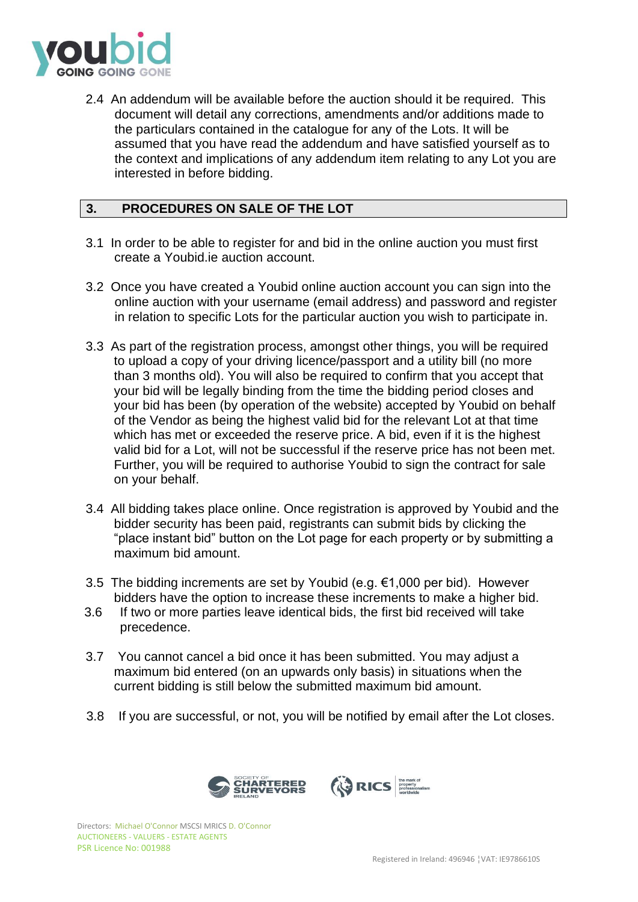2.4 An addendum will be available before the auction should it be required. This document will detail any corrections, amendments and/or additions made to the particulars contained in the catalogue for any of the Lots. It will be assumed that you have read the addendum and have satisfied yourself as to the context and implications of any addendum item relating to any Lot you are interested in before bidding.

## 3. PROCEDURES ON SALE OF THE LOT

3.1 In order to be able to register for and bid in the online auction you must first create a Youbid.ie auction account.

3.2 Once you have created a Youbid online auction account you can sign into the online auction with your username (email address) and password and register in relation to specific Lots for the particular auction you wish to participate in.

3.3 As part of the registration process, amongst other things, you will be required to upload a copy of your driving licence/passport and a utility bill (no more than 3 months old). You will also be required to confirm that you accept that your bid will be legally binding from the time the bidding period closes and your bid has been (by operation of the website) accepted by Youbid on behalf of the Vendor as being the highest valid bid for the relevant Lot at that time which has met or exceeded the reserve price. A bid, even if it is the highest valid bid for a Lot, will not be successful if the reserve price has not been met. Further, you will be required to authorise Youbid to sign the contract for sale on your behalf.

3.4 All bidding takes place online. Once registration is approved by Youbid and the bidder security has been paid, registrants can submit bids by clicking the "place instant bid" button on the Lot page for each property or by submitting a maximum bid amount.

3.5 The bidding increments are set by Youbid (e.g. €1,000 per bid). However bidders have the option to increase these increments to make a higher bid.

3.6 If two or more parties leave identical bids, the first bid received will take precedence.

3.7 You cannot cancel a bid once it has been submitted. You may adjust a maximum bid entered (on an upwards only basis) in situations when the current bidding is still below the submitted maximum bid amount.

3.8 If you are successful, or not, you will be notified by email after the Lot closes.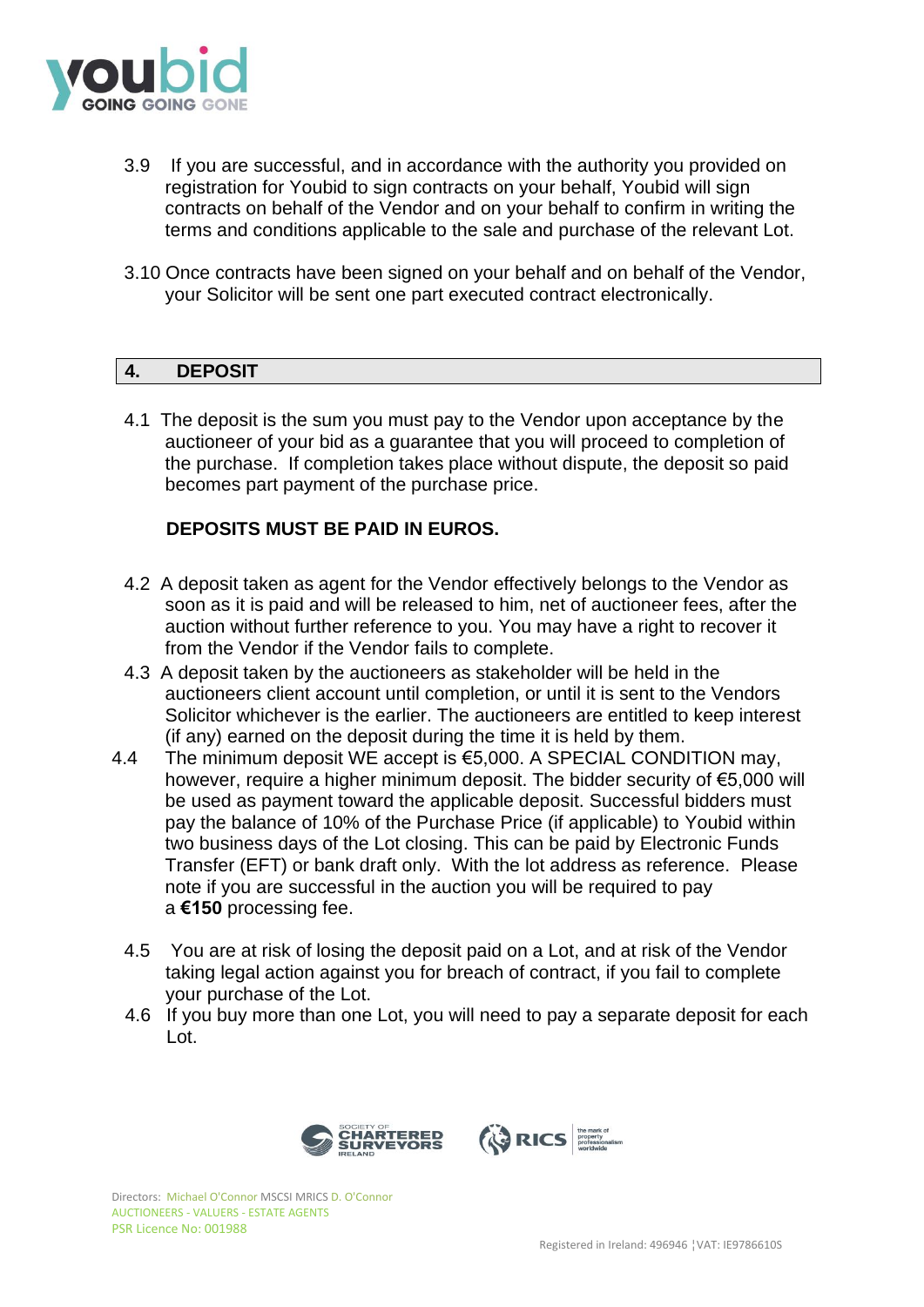3.9 If you are successful, and in accordance with the authority you provided on registration for Youbid to sign contracts on your behalf, Youbid will sign contracts on behalf of the Vendor and on your behalf to confirm in writing the terms and conditions applicable to the sale and purchase of the relevant Lot.

3.10 Once contracts have been signed on your behalf and on behalf of the Vendor, your Solicitor will be sent one part executed contract electronically.

## 4. DEPOSIT

4.1 The deposit is the sum you must pay to the Vendor upon acceptance by the auctioneer of your bid as a guarantee that you will proceed to completion of the purchase. If completion takes place without dispute, the deposit so paid becomes part payment of the purchase price.

**DEPOSITS MUST BE PAID IN EUROS.**

4.2 A deposit taken as agent for the Vendor effectively belongs to the Vendor as soon as it is paid and will be released to him, net of auctioneer fees, after the auction without further reference to you. You may have a right to recover it from the Vendor if the Vendor fails to complete.

4.3 A deposit taken by the auctioneers as stakeholder will be held in the auctioneers client account until completion, or until it is sent to the Vendors Solicitor whichever is the earlier. The auctioneers are entitled to keep interest (if any) earned on the deposit during the time it is held by them.

4.4 The minimum deposit WE accept is €5,000. A SPECIAL CONDITION may, however, require a higher minimum deposit. The bidder security of €5,000 will be used as payment toward the applicable deposit. Successful bidders must pay the balance of 10% of the Purchase Price (if applicable) to Youbid within two business days of the Lot closing. This can be paid by Electronic Funds Transfer (EFT) or bank draft only. With the lot address as reference. Please note if you are successful in the auction you will be required to pay a **€150** processing fee.

4.5 You are at risk of losing the deposit paid on a Lot, and at risk of the Vendor taking legal action against you for breach of contract, if you fail to complete your purchase of the Lot.

4.6 If you buy more than one Lot, you will need to pay a separate deposit for each Lot.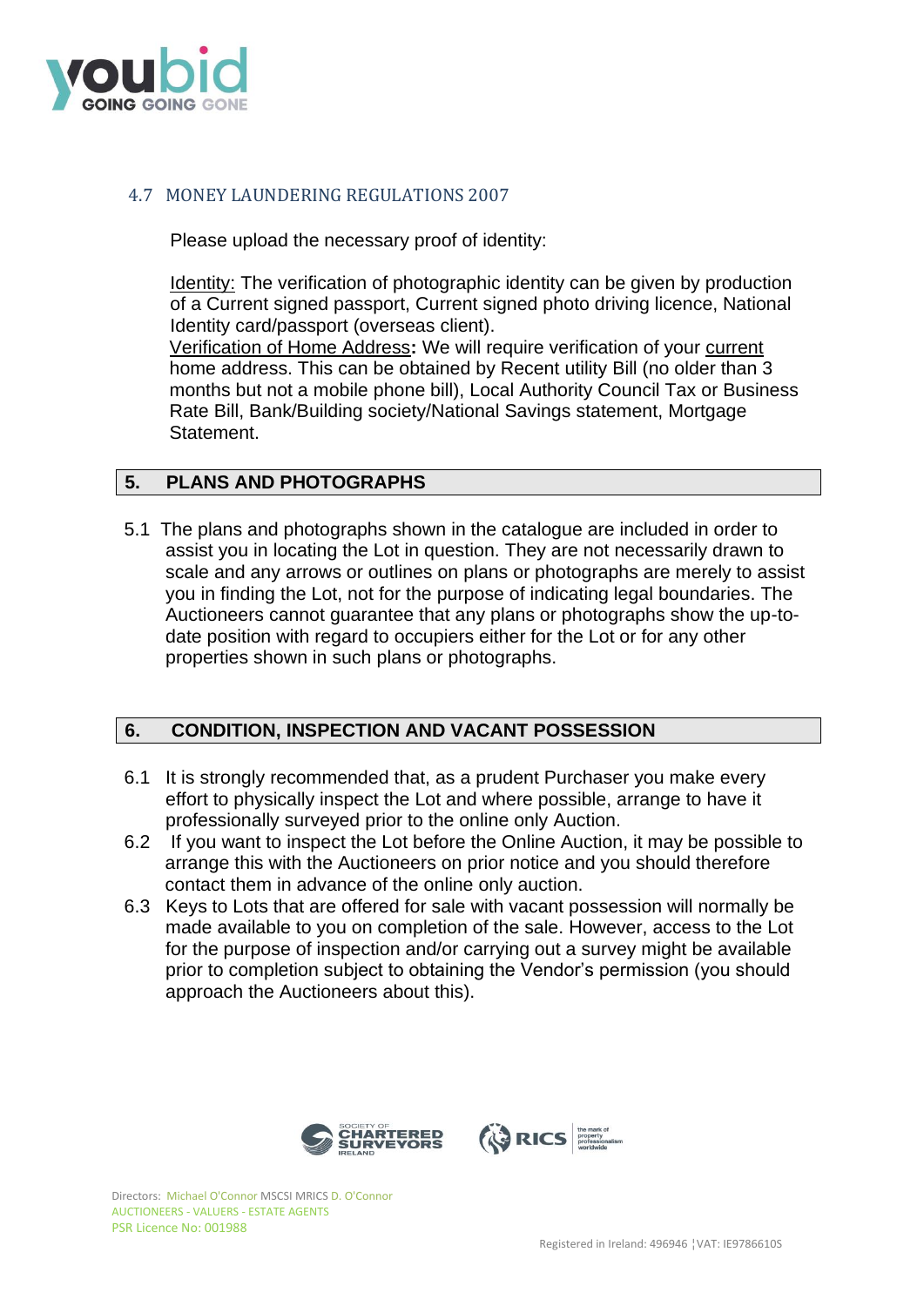### 4.7 MONEY LAUNDERING REGULATIONS 2007

Please upload the necessary proof of identity:

Identity: The verification of photographic identity can be given by production of a Current signed passport, Current signed photo driving licence, National Identity card/passport (overseas client).
Verification of Home Address**:** We will require verification of your current home address. This can be obtained by Recent utility Bill (no older than 3 months but not a mobile phone bill), Local Authority Council Tax or Business Rate Bill, Bank/Building society/National Savings statement, Mortgage Statement.

## 5. PLANS AND PHOTOGRAPHS

5.1 The plans and photographs shown in the catalogue are included in order to assist you in locating the Lot in question. They are not necessarily drawn to scale and any arrows or outlines on plans or photographs are merely to assist you in finding the Lot, not for the purpose of indicating legal boundaries. The Auctioneers cannot guarantee that any plans or photographs show the up-to-date position with regard to occupiers either for the Lot or for any other properties shown in such plans or photographs.

## 6. CONDITION, INSPECTION AND VACANT POSSESSION

6.1 It is strongly recommended that, as a prudent Purchaser you make every effort to physically inspect the Lot and where possible, arrange to have it professionally surveyed prior to the online only Auction.

6.2 If you want to inspect the Lot before the Online Auction, it may be possible to arrange this with the Auctioneers on prior notice and you should therefore contact them in advance of the online only auction.

6.3 Keys to Lots that are offered for sale with vacant possession will normally be made available to you on completion of the sale. However, access to the Lot for the purpose of inspection and/or carrying out a survey might be available prior to completion subject to obtaining the Vendor's permission (you should approach the Auctioneers about this).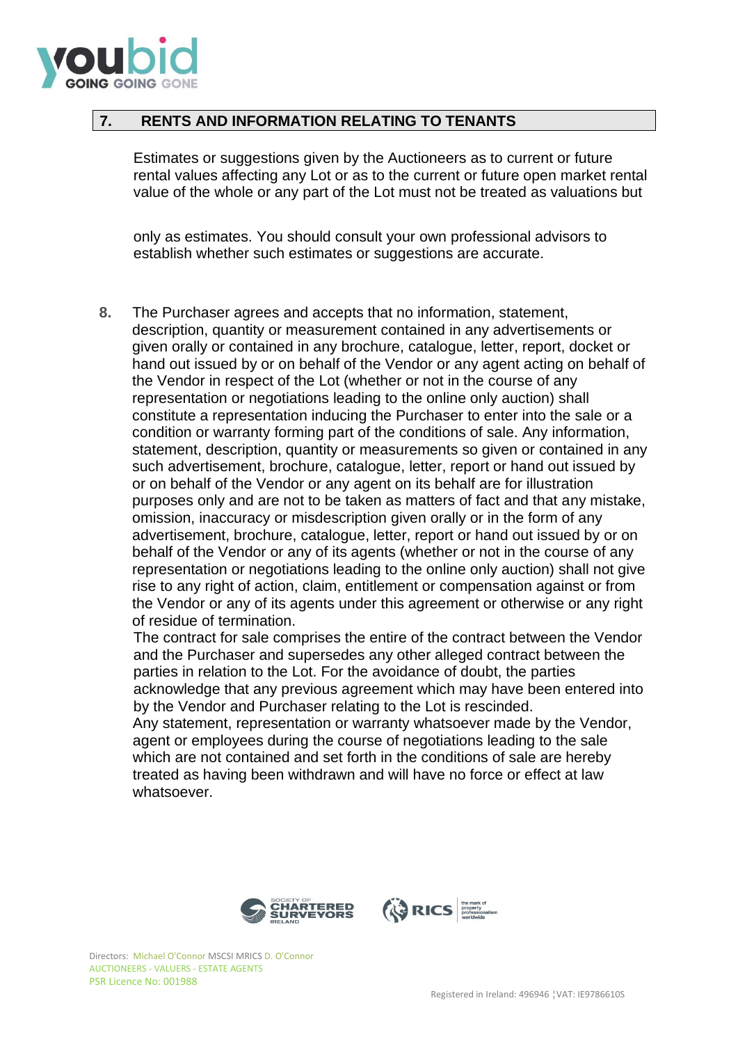## 7. RENTS AND INFORMATION RELATING TO TENANTS

Estimates or suggestions given by the Auctioneers as to current or future rental values affecting any Lot or as to the current or future open market rental value of the whole or any part of the Lot must not be treated as valuations but

only as estimates. You should consult your own professional advisors to establish whether such estimates or suggestions are accurate.

**8.** The Purchaser agrees and accepts that no information, statement, description, quantity or measurement contained in any advertisements or given orally or contained in any brochure, catalogue, letter, report, docket or hand out issued by or on behalf of the Vendor or any agent acting on behalf of the Vendor in respect of the Lot (whether or not in the course of any representation or negotiations leading to the online only auction) shall constitute a representation inducing the Purchaser to enter into the sale or a condition or warranty forming part of the conditions of sale. Any information, statement, description, quantity or measurements so given or contained in any such advertisement, brochure, catalogue, letter, report or hand out issued by or on behalf of the Vendor or any agent on its behalf are for illustration purposes only and are not to be taken as matters of fact and that any mistake, omission, inaccuracy or misdescription given orally or in the form of any advertisement, brochure, catalogue, letter, report or hand out issued by or on behalf of the Vendor or any of its agents (whether or not in the course of any representation or negotiations leading to the online only auction) shall not give rise to any right of action, claim, entitlement or compensation against or from the Vendor or any of its agents under this agreement or otherwise or any right of residue of termination.

The contract for sale comprises the entire of the contract between the Vendor and the Purchaser and supersedes any other alleged contract between the parties in relation to the Lot. For the avoidance of doubt, the parties acknowledge that any previous agreement which may have been entered into by the Vendor and Purchaser relating to the Lot is rescinded.

Any statement, representation or warranty whatsoever made by the Vendor, agent or employees during the course of negotiations leading to the sale which are not contained and set forth in the conditions of sale are hereby treated as having been withdrawn and will have no force or effect at law whatsoever.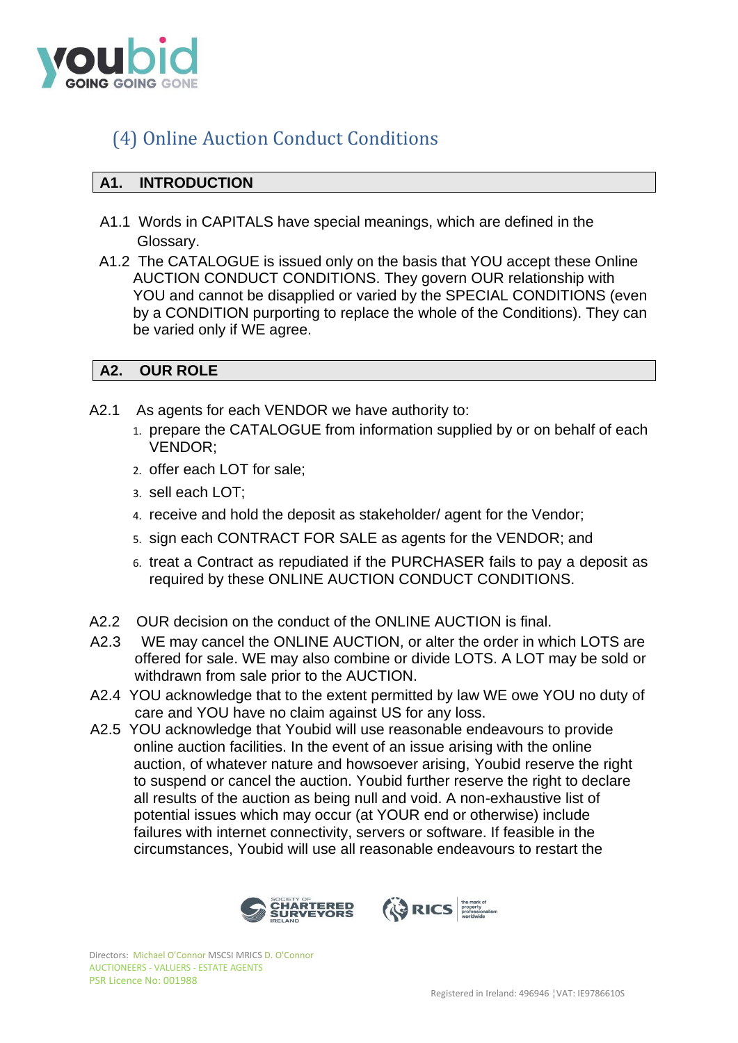## (4) Online Auction Conduct Conditions

### A1. INTRODUCTION

A1.1 Words in CAPITALS have special meanings, which are defined in the Glossary.

A1.2 The CATALOGUE is issued only on the basis that YOU accept these Online AUCTION CONDUCT CONDITIONS. They govern OUR relationship with YOU and cannot be disapplied or varied by the SPECIAL CONDITIONS (even by a CONDITION purporting to replace the whole of the Conditions). They can be varied only if WE agree.

### A2. OUR ROLE

A2.1 As agents for each VENDOR we have authority to:

1. prepare the CATALOGUE from information supplied by or on behalf of each VENDOR;
2. offer each LOT for sale;
3. sell each LOT;
4. receive and hold the deposit as stakeholder/ agent for the Vendor;
5. sign each CONTRACT FOR SALE as agents for the VENDOR; and
6. treat a Contract as repudiated if the PURCHASER fails to pay a deposit as required by these ONLINE AUCTION CONDUCT CONDITIONS.

A2.2 OUR decision on the conduct of the ONLINE AUCTION is final.

A2.3 WE may cancel the ONLINE AUCTION, or alter the order in which LOTS are offered for sale. WE may also combine or divide LOTS. A LOT may be sold or withdrawn from sale prior to the AUCTION.

A2.4 YOU acknowledge that to the extent permitted by law WE owe YOU no duty of care and YOU have no claim against US for any loss.

A2.5 YOU acknowledge that Youbid will use reasonable endeavours to provide online auction facilities. In the event of an issue arising with the online auction, of whatever nature and howsoever arising, Youbid reserve the right to suspend or cancel the auction. Youbid further reserve the right to declare all results of the auction as being null and void. A non-exhaustive list of potential issues which may occur (at YOUR end or otherwise) include failures with internet connectivity, servers or software. If feasible in the circumstances, Youbid will use all reasonable endeavours to restart the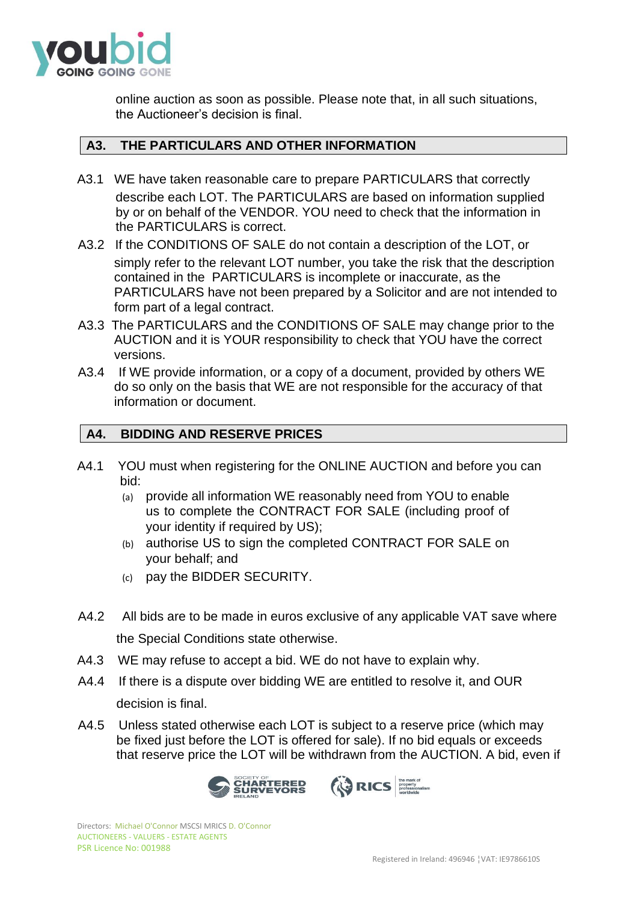online auction as soon as possible. Please note that, in all such situations, the Auctioneer's decision is final.

## A3. THE PARTICULARS AND OTHER INFORMATION

A3.1 WE have taken reasonable care to prepare PARTICULARS that correctly describe each LOT. The PARTICULARS are based on information supplied by or on behalf of the VENDOR. YOU need to check that the information in the PARTICULARS is correct.

A3.2 If the CONDITIONS OF SALE do not contain a description of the LOT, or simply refer to the relevant LOT number, you take the risk that the description contained in the PARTICULARS is incomplete or inaccurate, as the PARTICULARS have not been prepared by a Solicitor and are not intended to form part of a legal contract.

A3.3 The PARTICULARS and the CONDITIONS OF SALE may change prior to the AUCTION and it is YOUR responsibility to check that YOU have the correct versions.

A3.4 If WE provide information, or a copy of a document, provided by others WE do so only on the basis that WE are not responsible for the accuracy of that information or document.

## A4. BIDDING AND RESERVE PRICES

A4.1 YOU must when registering for the ONLINE AUCTION and before you can bid:

- (a) provide all information WE reasonably need from YOU to enable us to complete the CONTRACT FOR SALE (including proof of your identity if required by US);
- (b) authorise US to sign the completed CONTRACT FOR SALE on your behalf; and
- (c) pay the BIDDER SECURITY.

A4.2 All bids are to be made in euros exclusive of any applicable VAT save where the Special Conditions state otherwise.

A4.3 WE may refuse to accept a bid. WE do not have to explain why.

A4.4 If there is a dispute over bidding WE are entitled to resolve it, and OUR decision is final.

A4.5 Unless stated otherwise each LOT is subject to a reserve price (which may be fixed just before the LOT is offered for sale). If no bid equals or exceeds that reserve price the LOT will be withdrawn from the AUCTION. A bid, even if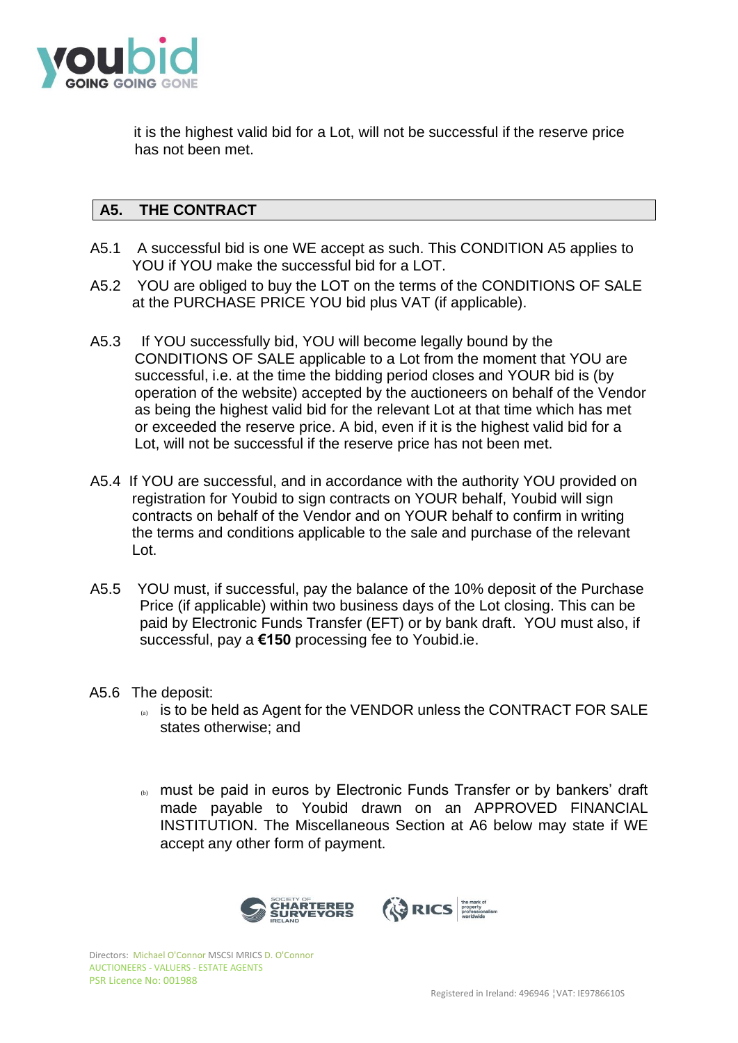it is the highest valid bid for a Lot, will not be successful if the reserve price has not been met.

## A5. THE CONTRACT

A5.1 A successful bid is one WE accept as such. This CONDITION A5 applies to YOU if YOU make the successful bid for a LOT.

A5.2 YOU are obliged to buy the LOT on the terms of the CONDITIONS OF SALE at the PURCHASE PRICE YOU bid plus VAT (if applicable).

A5.3 If YOU successfully bid, YOU will become legally bound by the CONDITIONS OF SALE applicable to a Lot from the moment that YOU are successful, i.e. at the time the bidding period closes and YOUR bid is (by operation of the website) accepted by the auctioneers on behalf of the Vendor as being the highest valid bid for the relevant Lot at that time which has met or exceeded the reserve price. A bid, even if it is the highest valid bid for a Lot, will not be successful if the reserve price has not been met.

A5.4 If YOU are successful, and in accordance with the authority YOU provided on registration for Youbid to sign contracts on YOUR behalf, Youbid will sign contracts on behalf of the Vendor and on YOUR behalf to confirm in writing the terms and conditions applicable to the sale and purchase of the relevant Lot.

A5.5 YOU must, if successful, pay the balance of the 10% deposit of the Purchase Price (if applicable) within two business days of the Lot closing. This can be paid by Electronic Funds Transfer (EFT) or by bank draft. YOU must also, if successful, pay a **€150** processing fee to Youbid.ie.

A5.6 The deposit:

(a) is to be held as Agent for the VENDOR unless the CONTRACT FOR SALE states otherwise; and

(b) must be paid in euros by Electronic Funds Transfer or by bankers' draft made payable to Youbid drawn on an APPROVED FINANCIAL INSTITUTION. The Miscellaneous Section at A6 below may state if WE accept any other form of payment.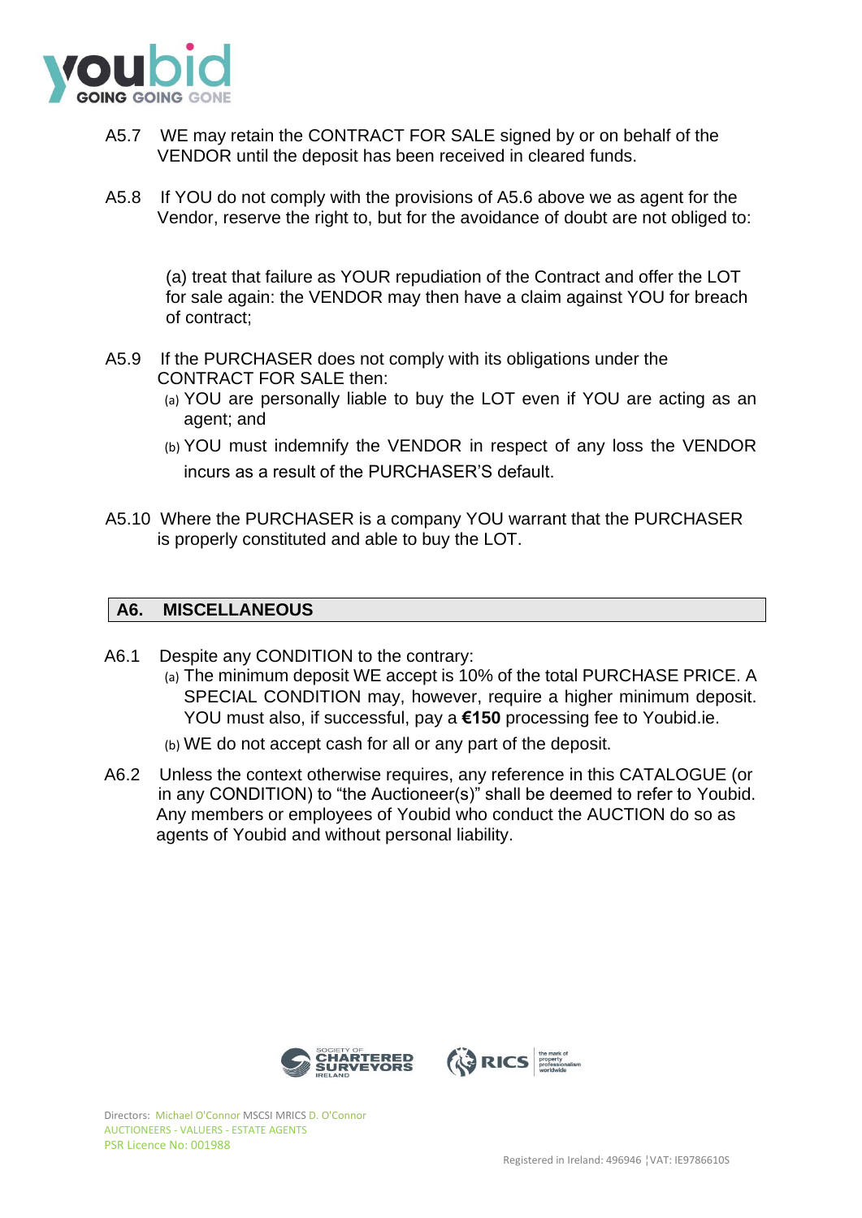A5.7 WE may retain the CONTRACT FOR SALE signed by or on behalf of the VENDOR until the deposit has been received in cleared funds.

A5.8 If YOU do not comply with the provisions of A5.6 above we as agent for the Vendor, reserve the right to, but for the avoidance of doubt are not obliged to:

(a) treat that failure as YOUR repudiation of the Contract and offer the LOT for sale again: the VENDOR may then have a claim against YOU for breach of contract;

A5.9 If the PURCHASER does not comply with its obligations under the CONTRACT FOR SALE then:

(a) YOU are personally liable to buy the LOT even if YOU are acting as an agent; and

(b) YOU must indemnify the VENDOR in respect of any loss the VENDOR incurs as a result of the PURCHASER'S default.

A5.10 Where the PURCHASER is a company YOU warrant that the PURCHASER is properly constituted and able to buy the LOT.

## A6. MISCELLANEOUS

A6.1 Despite any CONDITION to the contrary:

(a) The minimum deposit WE accept is 10% of the total PURCHASE PRICE. A SPECIAL CONDITION may, however, require a higher minimum deposit. YOU must also, if successful, pay a **€150** processing fee to Youbid.ie.

(b) WE do not accept cash for all or any part of the deposit.

A6.2 Unless the context otherwise requires, any reference in this CATALOGUE (or in any CONDITION) to "the Auctioneer(s)" shall be deemed to refer to Youbid. Any members or employees of Youbid who conduct the AUCTION do so as agents of Youbid and without personal liability.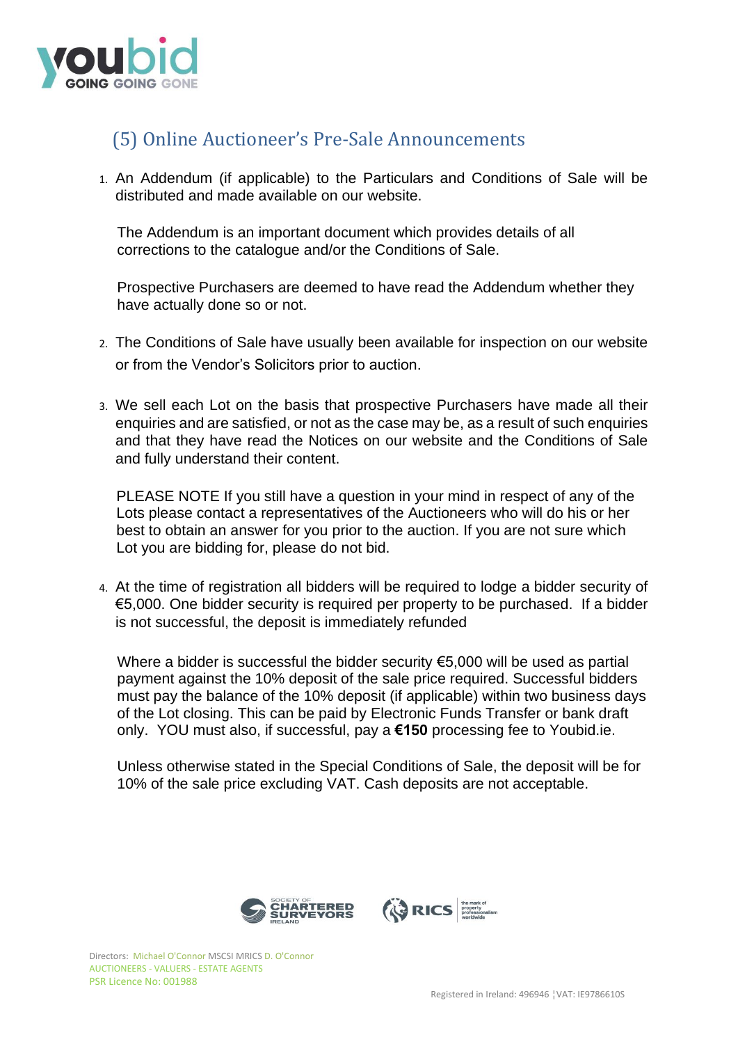## (5) Online Auctioneer's Pre-Sale Announcements

1. An Addendum (if applicable) to the Particulars and Conditions of Sale will be distributed and made available on our website.

   The Addendum is an important document which provides details of all corrections to the catalogue and/or the Conditions of Sale.

   Prospective Purchasers are deemed to have read the Addendum whether they have actually done so or not.

2. The Conditions of Sale have usually been available for inspection on our website or from the Vendor's Solicitors prior to auction.

3. We sell each Lot on the basis that prospective Purchasers have made all their enquiries and are satisfied, or not as the case may be, as a result of such enquiries and that they have read the Notices on our website and the Conditions of Sale and fully understand their content.

   PLEASE NOTE If you still have a question in your mind in respect of any of the Lots please contact a representatives of the Auctioneers who will do his or her best to obtain an answer for you prior to the auction. If you are not sure which Lot you are bidding for, please do not bid.

4. At the time of registration all bidders will be required to lodge a bidder security of €5,000. One bidder security is required per property to be purchased. If a bidder is not successful, the deposit is immediately refunded

   Where a bidder is successful the bidder security €5,000 will be used as partial payment against the 10% deposit of the sale price required. Successful bidders must pay the balance of the 10% deposit (if applicable) within two business days of the Lot closing. This can be paid by Electronic Funds Transfer or bank draft only. YOU must also, if successful, pay a **€150** processing fee to Youbid.ie.

   Unless otherwise stated in the Special Conditions of Sale, the deposit will be for 10% of the sale price excluding VAT. Cash deposits are not acceptable.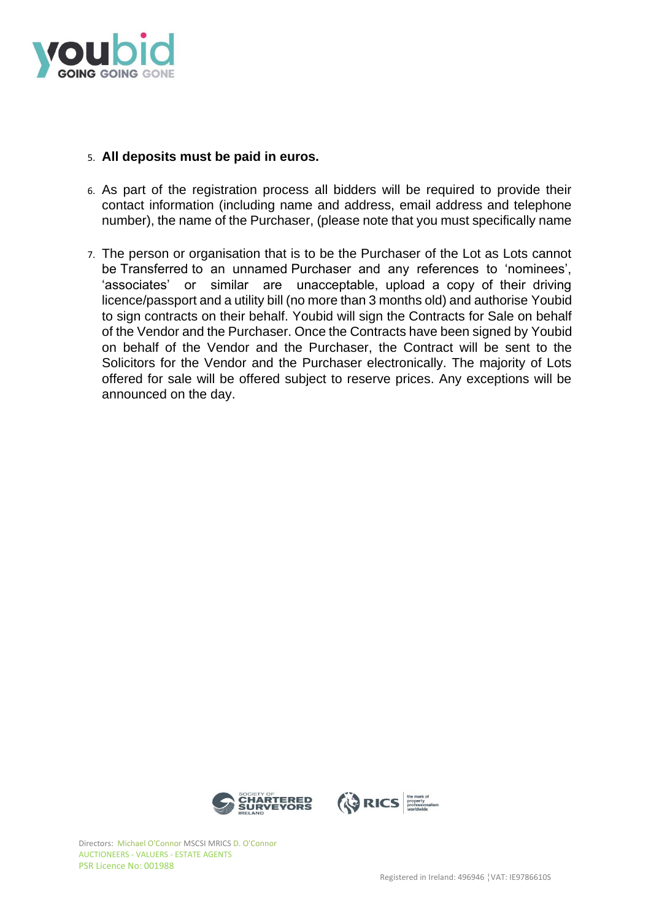5. **All deposits must be paid in euros.**

6. As part of the registration process all bidders will be required to provide their contact information (including name and address, email address and telephone number), the name of the Purchaser, (please note that you must specifically name

7. The person or organisation that is to be the Purchaser of the Lot as Lots cannot be Transferred to an unnamed Purchaser and any references to 'nominees', 'associates' or similar are unacceptable, upload a copy of their driving licence/passport and a utility bill (no more than 3 months old) and authorise Youbid to sign contracts on their behalf. Youbid will sign the Contracts for Sale on behalf of the Vendor and the Purchaser. Once the Contracts have been signed by Youbid on behalf of the Vendor and the Purchaser, the Contract will be sent to the Solicitors for the Vendor and the Purchaser electronically. The majority of Lots offered for sale will be offered subject to reserve prices. Any exceptions will be announced on the day.